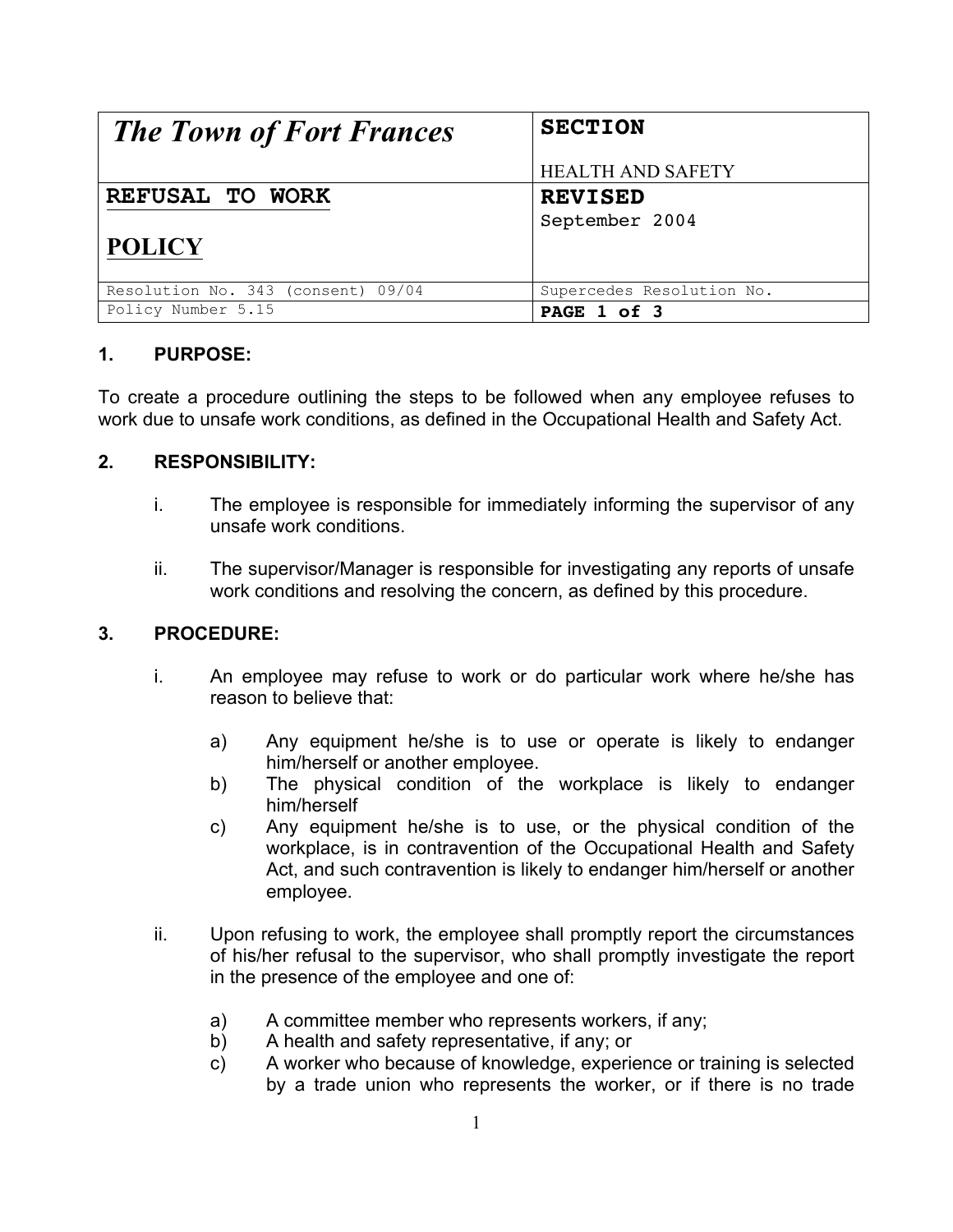| *The Town of Fort Frances* | **SECTION**<br><br>HEALTH AND SAFETY |
| --- | --- |
| **REFUSAL TO WORK**<br><br>**POLICY** | **REVISED**<br>September 2004 |
| Resolution No. 343 (consent) 09/04 | Supercedes Resolution No. |
| Policy Number 5.15 | **PAGE 1 of 3** |

## 1. PURPOSE:

To create a procedure outlining the steps to be followed when any employee refuses to work due to unsafe work conditions, as defined in the Occupational Health and Safety Act.

## 2. RESPONSIBILITY:

i. The employee is responsible for immediately informing the supervisor of any unsafe work conditions.

ii. The supervisor/Manager is responsible for investigating any reports of unsafe work conditions and resolving the concern, as defined by this procedure.

## 3. PROCEDURE:

i. An employee may refuse to work or do particular work where he/she has reason to believe that:

   a) Any equipment he/she is to use or operate is likely to endanger him/herself or another employee.
   b) The physical condition of the workplace is likely to endanger him/herself
   c) Any equipment he/she is to use, or the physical condition of the workplace, is in contravention of the Occupational Health and Safety Act, and such contravention is likely to endanger him/herself or another employee.

ii. Upon refusing to work, the employee shall promptly report the circumstances of his/her refusal to the supervisor, who shall promptly investigate the report in the presence of the employee and one of:

   a) A committee member who represents workers, if any;
   b) A health and safety representative, if any; or
   c) A worker who because of knowledge, experience or training is selected by a trade union who represents the worker, or if there is no trade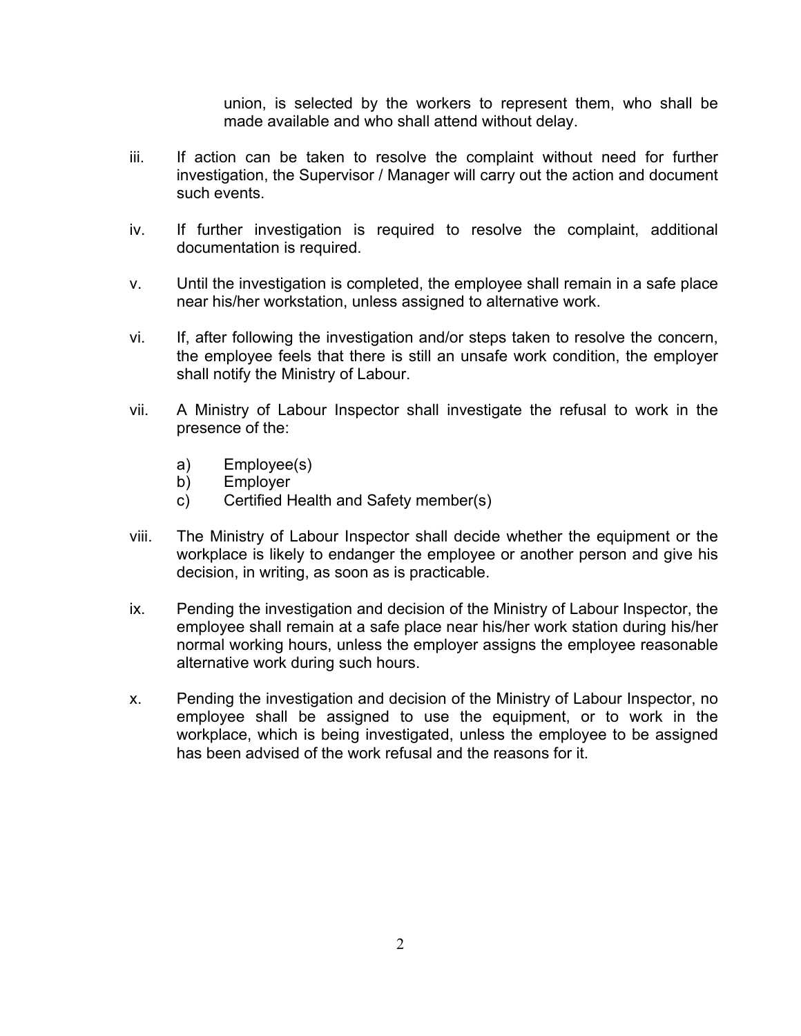union, is selected by the workers to represent them, who shall be made available and who shall attend without delay.

iii. If action can be taken to resolve the complaint without need for further investigation, the Supervisor / Manager will carry out the action and document such events.

iv. If further investigation is required to resolve the complaint, additional documentation is required.

v. Until the investigation is completed, the employee shall remain in a safe place near his/her workstation, unless assigned to alternative work.

vi. If, after following the investigation and/or steps taken to resolve the concern, the employee feels that there is still an unsafe work condition, the employer shall notify the Ministry of Labour.

vii. A Ministry of Labour Inspector shall investigate the refusal to work in the presence of the:

   a) Employee(s)
   b) Employer
   c) Certified Health and Safety member(s)

viii. The Ministry of Labour Inspector shall decide whether the equipment or the workplace is likely to endanger the employee or another person and give his decision, in writing, as soon as is practicable.

ix. Pending the investigation and decision of the Ministry of Labour Inspector, the employee shall remain at a safe place near his/her work station during his/her normal working hours, unless the employer assigns the employee reasonable alternative work during such hours.

x. Pending the investigation and decision of the Ministry of Labour Inspector, no employee shall be assigned to use the equipment, or to work in the workplace, which is being investigated, unless the employee to be assigned has been advised of the work refusal and the reasons for it.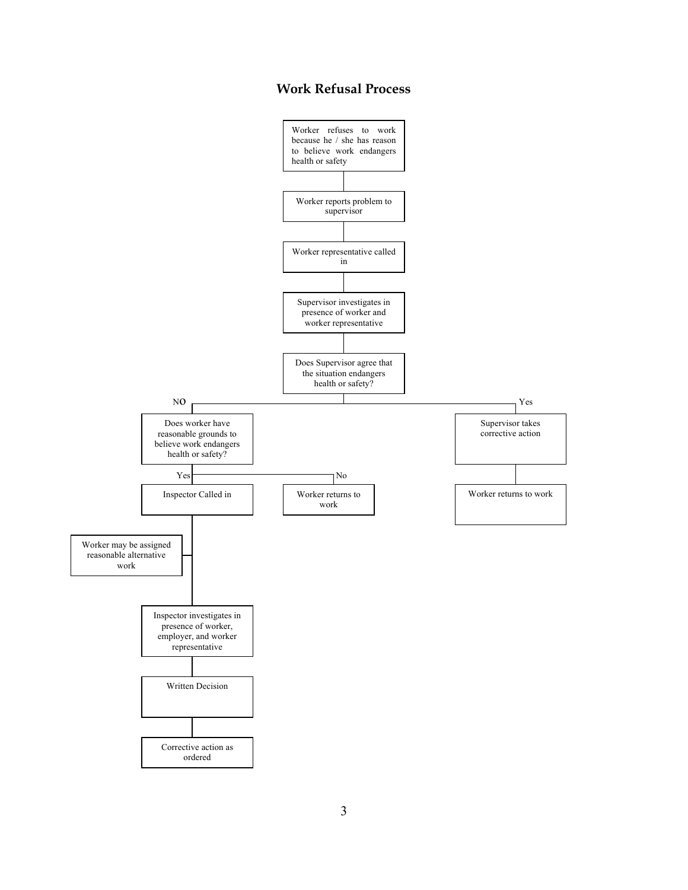## Work Refusal Process

Worker refuses to work because he / she has reason to believe work endangers health or safety

Worker reports problem to supervisor

Worker representative called in

Supervisor investigates in presence of worker and worker representative

Does Supervisor agree that the situation endangers health or safety?

NO

Yes

Does worker have reasonable grounds to believe work endangers health or safety?

Supervisor takes corrective action

Yes

No

Inspector Called in

Worker returns to work

Worker returns to work

Worker may be assigned reasonable alternative work

Inspector investigates in presence of worker, employer, and worker representative

Written Decision

Corrective action as ordered